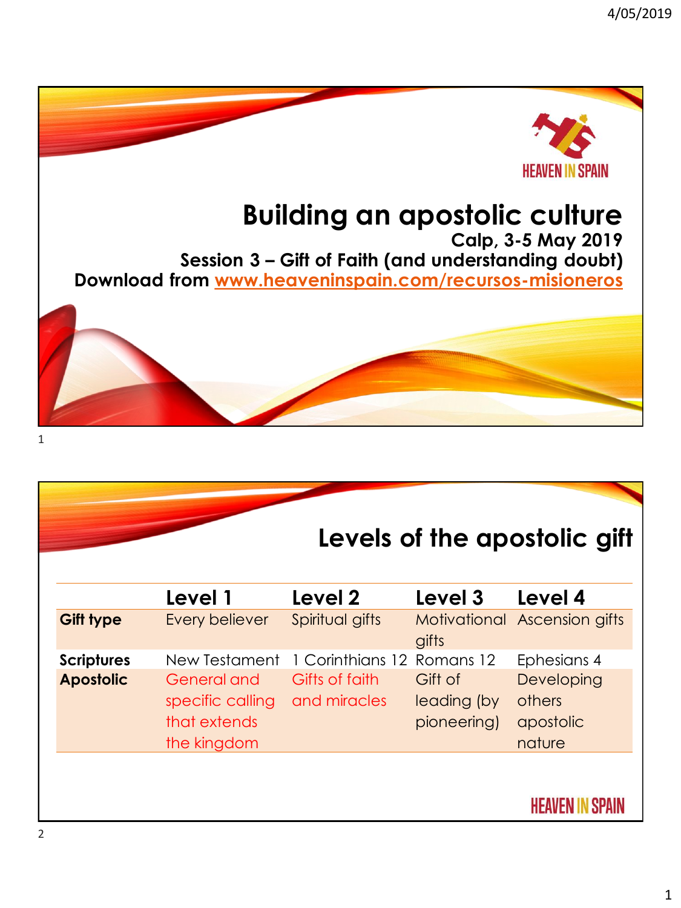# Building an apostolic culture

**Calp, 3-5 May 2019**

**Session 3 – Gift of Faith (and understanding doubt)**

**Download from [www.heaveninspain.com/recursos-misioneros](http://www.heaveninspain.com/recursos-misioneros)**

## Levels of the apostolic gift

| | Level 1 | Level 2 | Level 3 | Level 4 |
|---|---|---|---|---|
| **Gift type** | Every believer | Spiritual gifts | Motivational gifts | Ascension gifts |
| **Scriptures** | New Testament | 1 Corinthians 12 | Romans 12 | Ephesians 4 |
| **Apostolic** | General and specific calling that extends the kingdom | Gifts of faith and miracles | Gift of leading (by pioneering) | Developing others apostolic nature |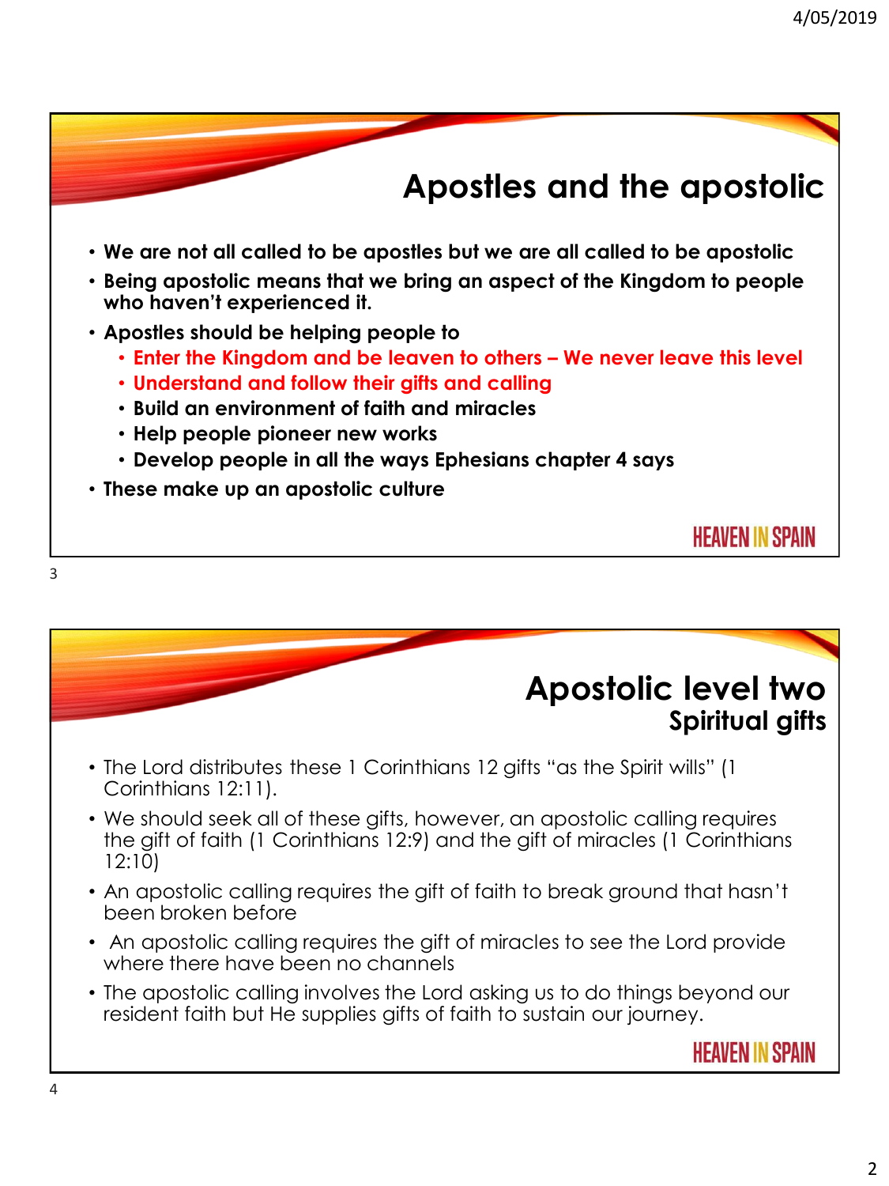## Apostles and the apostolic

- **We are not all called to be apostles but we are all called to be apostolic**
- **Being apostolic means that we bring an aspect of the Kingdom to people who haven't experienced it.**
- **Apostles should be helping people to**
  - **Enter the Kingdom and be leaven to others – We never leave this level**
  - **Understand and follow their gifts and calling**
  - **Build an environment of faith and miracles**
  - **Help people pioneer new works**
  - **Develop people in all the ways Ephesians chapter 4 says**
- **These make up an apostolic culture**

HEAVEN IN SPAIN

## Apostolic level two
### Spiritual gifts

- The Lord distributes these 1 Corinthians 12 gifts "as the Spirit wills" (1 Corinthians 12:11).
- We should seek all of these gifts, however, an apostolic calling requires the gift of faith (1 Corinthians 12:9) and the gift of miracles (1 Corinthians 12:10)
- An apostolic calling requires the gift of faith to break ground that hasn't been broken before
- An apostolic calling requires the gift of miracles to see the Lord provide where there have been no channels
- The apostolic calling involves the Lord asking us to do things beyond our resident faith but He supplies gifts of faith to sustain our journey.

HEAVEN IN SPAIN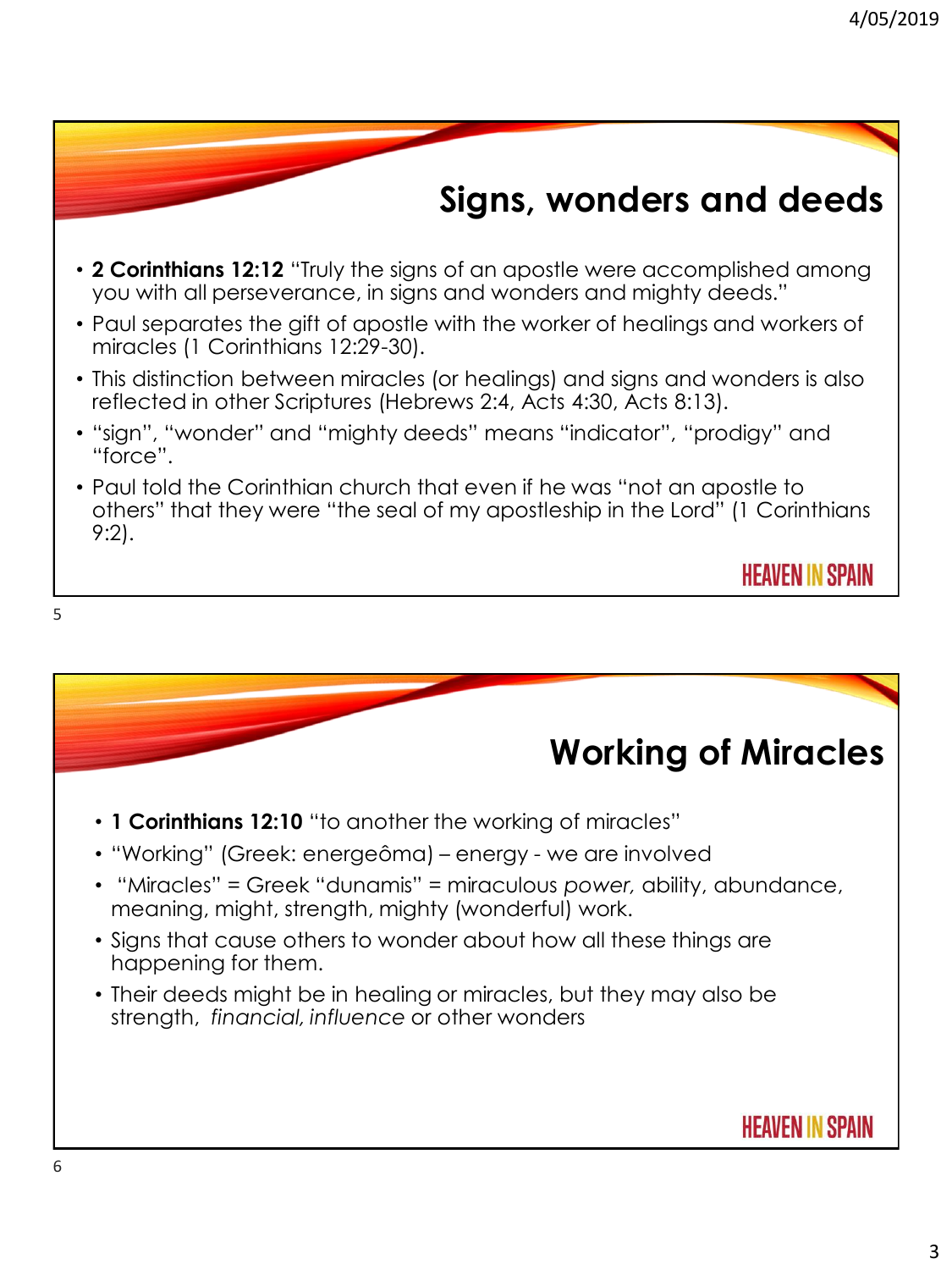## Signs, wonders and deeds

- **2 Corinthians 12:12** "Truly the signs of an apostle were accomplished among you with all perseverance, in signs and wonders and mighty deeds."
- Paul separates the gift of apostle with the worker of healings and workers of miracles (1 Corinthians 12:29-30).
- This distinction between miracles (or healings) and signs and wonders is also reflected in other Scriptures (Hebrews 2:4, Acts 4:30, Acts 8:13).
- "sign", "wonder" and "mighty deeds" means "indicator", "prodigy" and "force".
- Paul told the Corinthian church that even if he was "not an apostle to others" that they were "the seal of my apostleship in the Lord" (1 Corinthians 9:2).

HEAVEN IN SPAIN

## Working of Miracles

- **1 Corinthians 12:10** "to another the working of miracles"
- "Working" (Greek: energeôma) – energy - we are involved
- "Miracles" = Greek "dunamis" = miraculous *power,* ability, abundance, meaning, might, strength, mighty (wonderful) work.
- Signs that cause others to wonder about how all these things are happening for them.
- Their deeds might be in healing or miracles, but they may also be strength, *financial, influence* or other wonders

HEAVEN IN SPAIN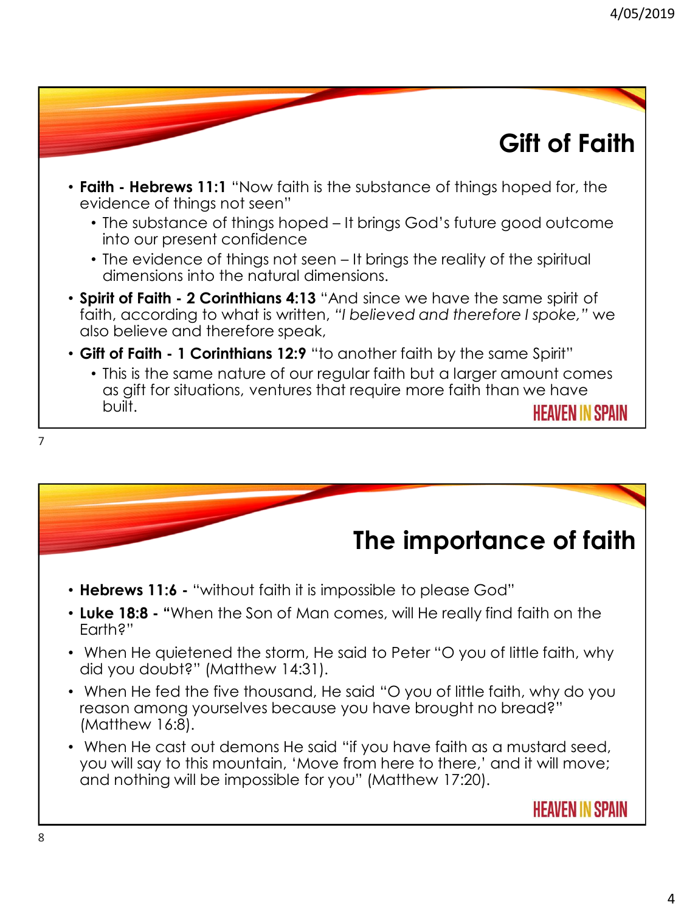## Gift of Faith

- **Faith - Hebrews 11:1** "Now faith is the substance of things hoped for, the evidence of things not seen"
  - The substance of things hoped – It brings God's future good outcome into our present confidence
  - The evidence of things not seen – It brings the reality of the spiritual dimensions into the natural dimensions.
- **Spirit of Faith - 2 Corinthians 4:13** "And since we have the same spirit of faith, according to what is written, *"I believed and therefore I spoke,"* we also believe and therefore speak,
- **Gift of Faith - 1 Corinthians 12:9** "to another faith by the same Spirit"
  - This is the same nature of our regular faith but a larger amount comes as gift for situations, ventures that require more faith than we have built.

HEAVEN IN SPAIN

## The importance of faith

- **Hebrews 11:6 -** "without faith it is impossible to please God"
- **Luke 18:8 - "**When the Son of Man comes, will He really find faith on the Earth?"
- When He quietened the storm, He said to Peter "O you of little faith, why did you doubt?" (Matthew 14:31).
- When He fed the five thousand, He said "O you of little faith, why do you reason among yourselves because you have brought no bread?" (Matthew 16:8).
- When He cast out demons He said "if you have faith as a mustard seed, you will say to this mountain, 'Move from here to there,' and it will move; and nothing will be impossible for you" (Matthew 17:20).

HEAVEN IN SPAIN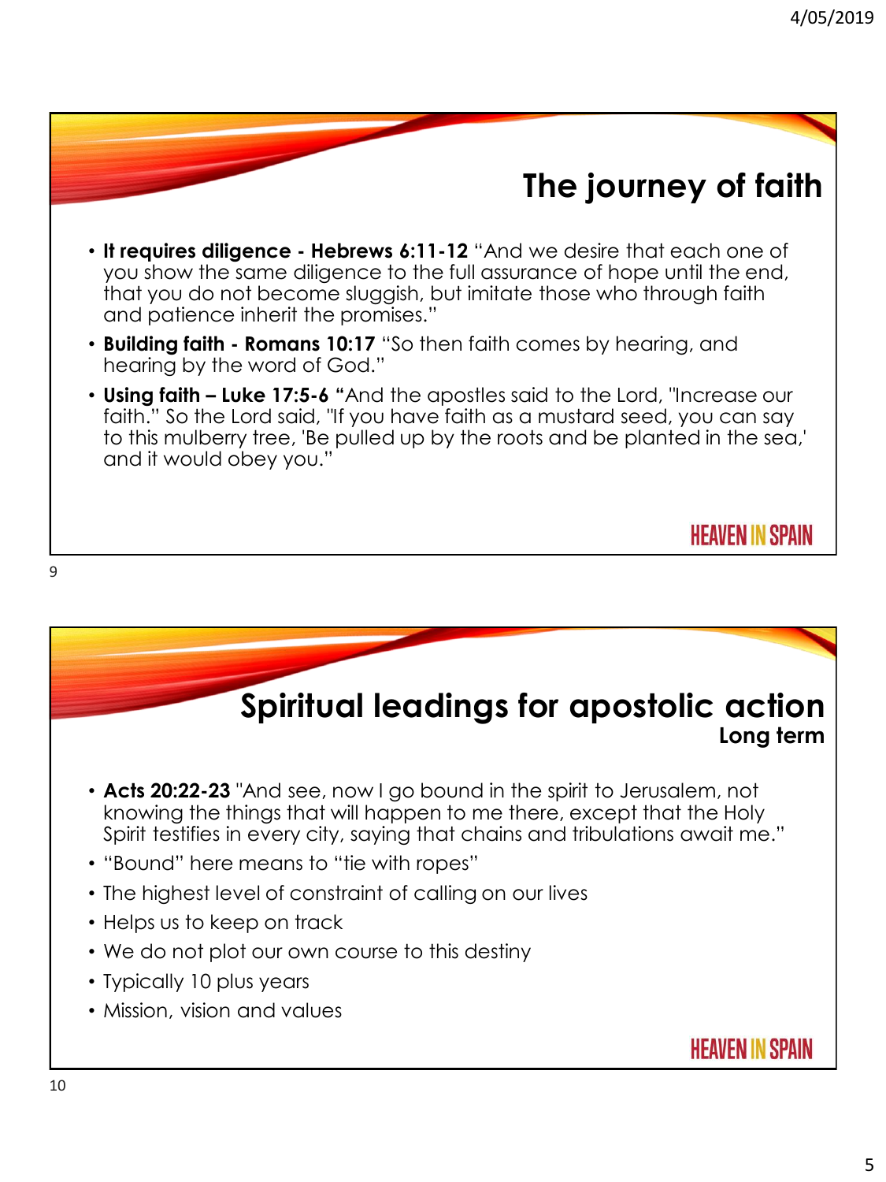## The journey of faith

- **It requires diligence - Hebrews 6:11-12** "And we desire that each one of you show the same diligence to the full assurance of hope until the end, that you do not become sluggish, but imitate those who through faith and patience inherit the promises."
- **Building faith - Romans 10:17** "So then faith comes by hearing, and hearing by the word of God."
- **Using faith – Luke 17:5-6 "**And the apostles said to the Lord, "Increase our faith." So the Lord said, "If you have faith as a mustard seed, you can say to this mulberry tree, 'Be pulled up by the roots and be planted in the sea,' and it would obey you."

HEAVEN IN SPAIN

## Spiritual leadings for apostolic action

### Long term

- **Acts 20:22-23** "And see, now I go bound in the spirit to Jerusalem, not knowing the things that will happen to me there, except that the Holy Spirit testifies in every city, saying that chains and tribulations await me."
- "Bound" here means to "tie with ropes"
- The highest level of constraint of calling on our lives
- Helps us to keep on track
- We do not plot our own course to this destiny
- Typically 10 plus years
- Mission, vision and values

HEAVEN IN SPAIN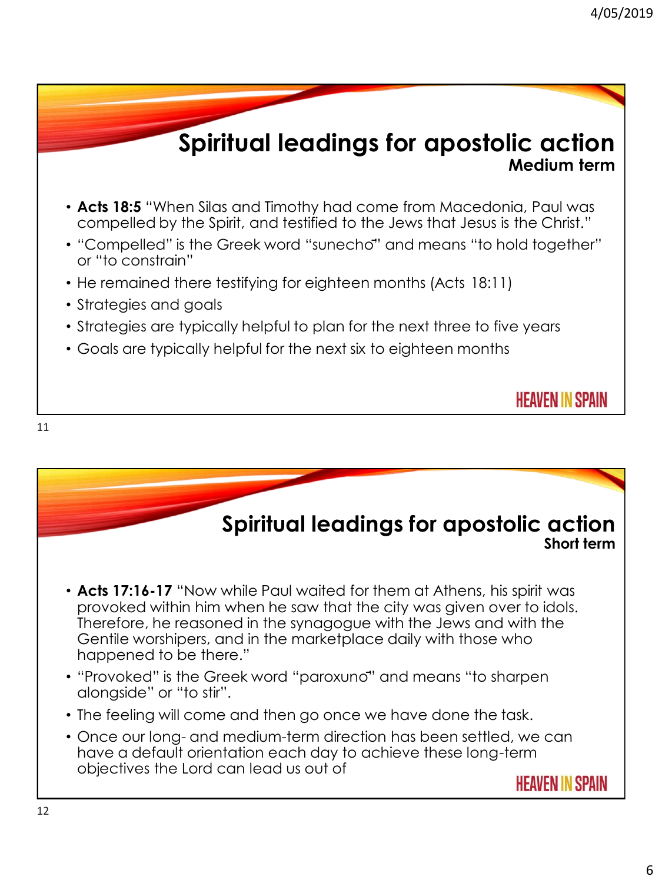## Spiritual leadings for apostolic action

### Medium term

- **Acts 18:5** "When Silas and Timothy had come from Macedonia, Paul was compelled by the Spirit, and testified to the Jews that Jesus is the Christ."
- "Compelled" is the Greek word "sunechō" and means "to hold together" or "to constrain"
- He remained there testifying for eighteen months (Acts 18:11)
- Strategies and goals
- Strategies are typically helpful to plan for the next three to five years
- Goals are typically helpful for the next six to eighteen months

HEAVEN IN SPAIN

## Spiritual leadings for apostolic action

### Short term

- **Acts 17:16-17** "Now while Paul waited for them at Athens, his spirit was provoked within him when he saw that the city was given over to idols. Therefore, he reasoned in the synagogue with the Jews and with the Gentile worshipers, and in the marketplace daily with those who happened to be there."
- "Provoked" is the Greek word "paroxunō" and means "to sharpen alongside" or "to stir".
- The feeling will come and then go once we have done the task.
- Once our long- and medium-term direction has been settled, we can have a default orientation each day to achieve these long-term objectives the Lord can lead us out of

HEAVEN IN SPAIN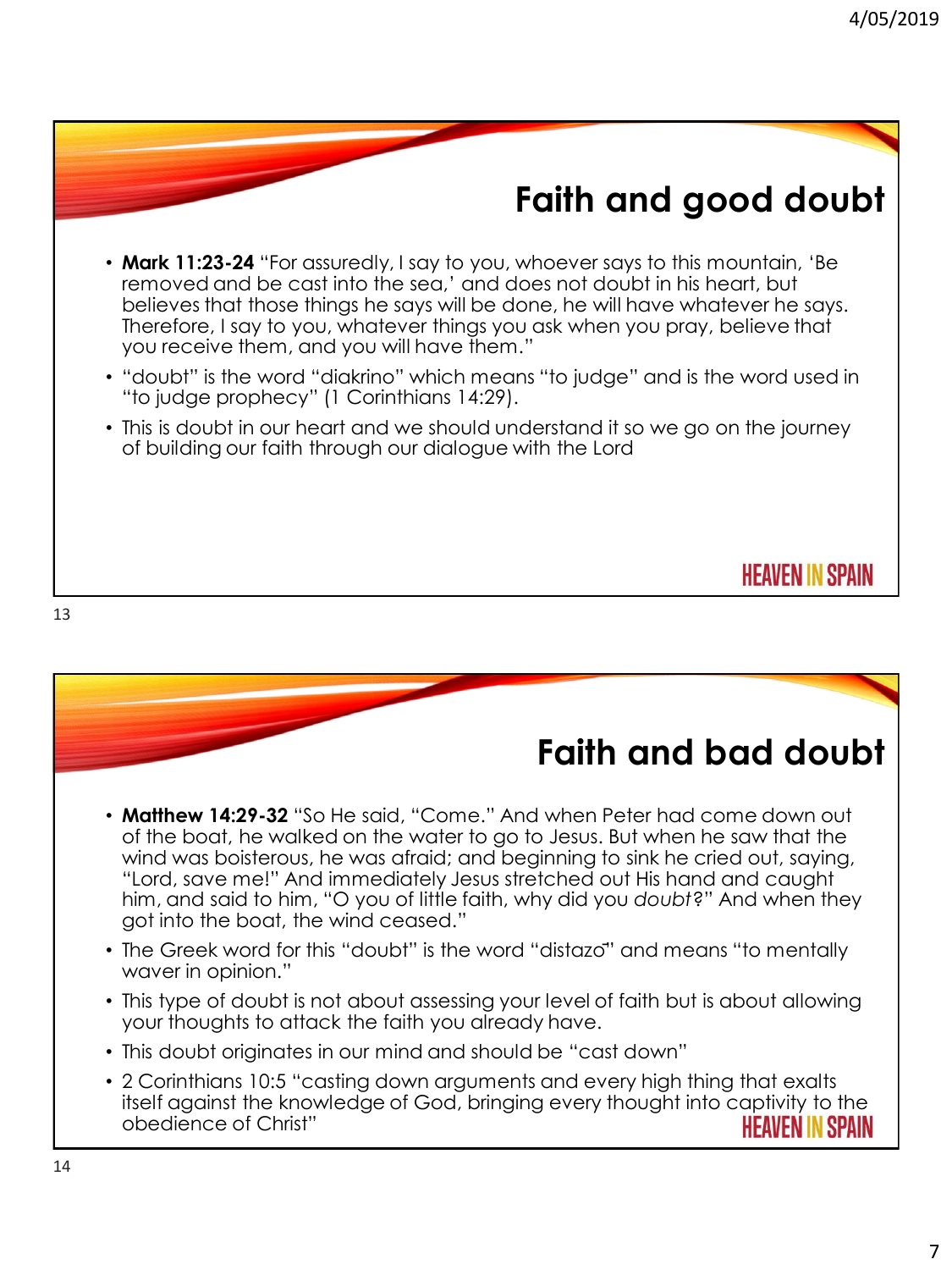## Faith and good doubt

- **Mark 11:23-24** "For assuredly, I say to you, whoever says to this mountain, 'Be removed and be cast into the sea,' and does not doubt in his heart, but believes that those things he says will be done, he will have whatever he says. Therefore, I say to you, whatever things you ask when you pray, believe that you receive them, and you will have them."
- "doubt" is the word "diakrino" which means "to judge" and is the word used in "to judge prophecy" (1 Corinthians 14:29).
- This is doubt in our heart and we should understand it so we go on the journey of building our faith through our dialogue with the Lord

HEAVEN IN SPAIN

## Faith and bad doubt

- **Matthew 14:29-32** "So He said, "Come." And when Peter had come down out of the boat, he walked on the water to go to Jesus. But when he saw that the wind was boisterous, he was afraid; and beginning to sink he cried out, saying, "Lord, save me!" And immediately Jesus stretched out His hand and caught him, and said to him, "O you of little faith, why did you *doubt*?" And when they got into the boat, the wind ceased."
- The Greek word for this "doubt" is the word "distazō" and means "to mentally waver in opinion."
- This type of doubt is not about assessing your level of faith but is about allowing your thoughts to attack the faith you already have.
- This doubt originates in our mind and should be "cast down"
- 2 Corinthians 10:5 "casting down arguments and every high thing that exalts itself against the knowledge of God, bringing every thought into captivity to the obedience of Christ"

HEAVEN IN SPAIN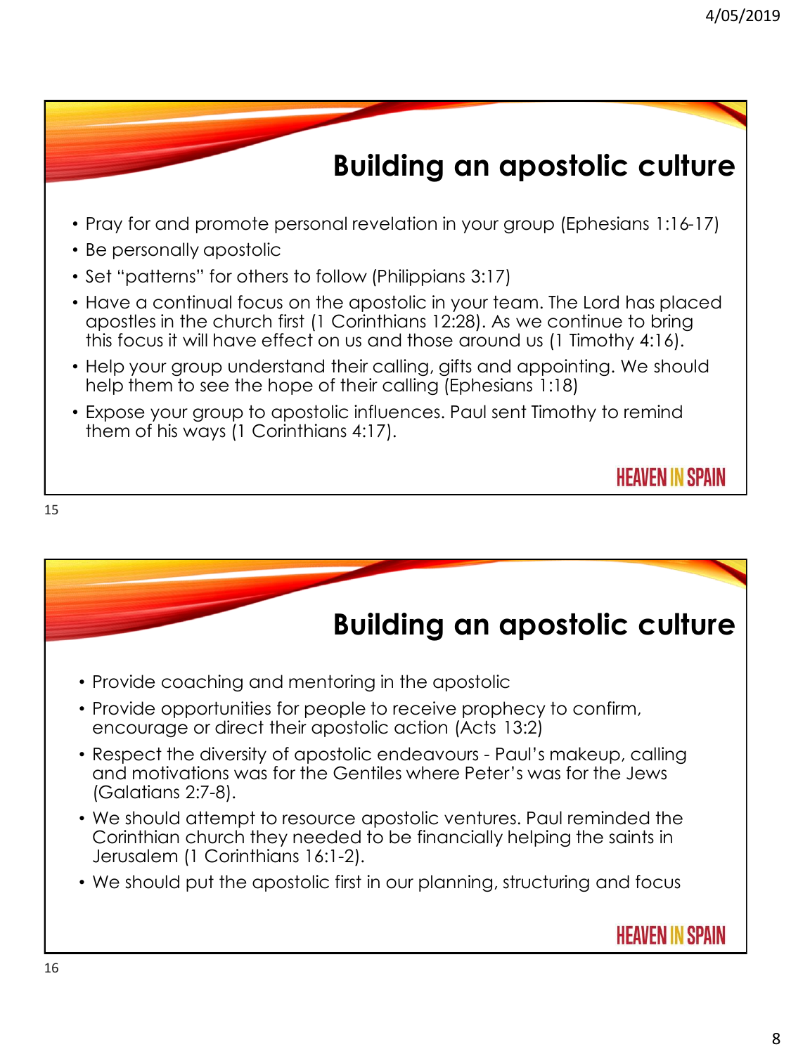## Building an apostolic culture

- Pray for and promote personal revelation in your group (Ephesians 1:16-17)
- Be personally apostolic
- Set "patterns" for others to follow (Philippians 3:17)
- Have a continual focus on the apostolic in your team. The Lord has placed apostles in the church first (1 Corinthians 12:28). As we continue to bring this focus it will have effect on us and those around us (1 Timothy 4:16).
- Help your group understand their calling, gifts and appointing. We should help them to see the hope of their calling (Ephesians 1:18)
- Expose your group to apostolic influences. Paul sent Timothy to remind them of his ways (1 Corinthians 4:17).

HEAVEN IN SPAIN

## Building an apostolic culture

- Provide coaching and mentoring in the apostolic
- Provide opportunities for people to receive prophecy to confirm, encourage or direct their apostolic action (Acts 13:2)
- Respect the diversity of apostolic endeavours - Paul's makeup, calling and motivations was for the Gentiles where Peter's was for the Jews (Galatians 2:7-8).
- We should attempt to resource apostolic ventures. Paul reminded the Corinthian church they needed to be financially helping the saints in Jerusalem (1 Corinthians 16:1-2).
- We should put the apostolic first in our planning, structuring and focus

HEAVEN IN SPAIN